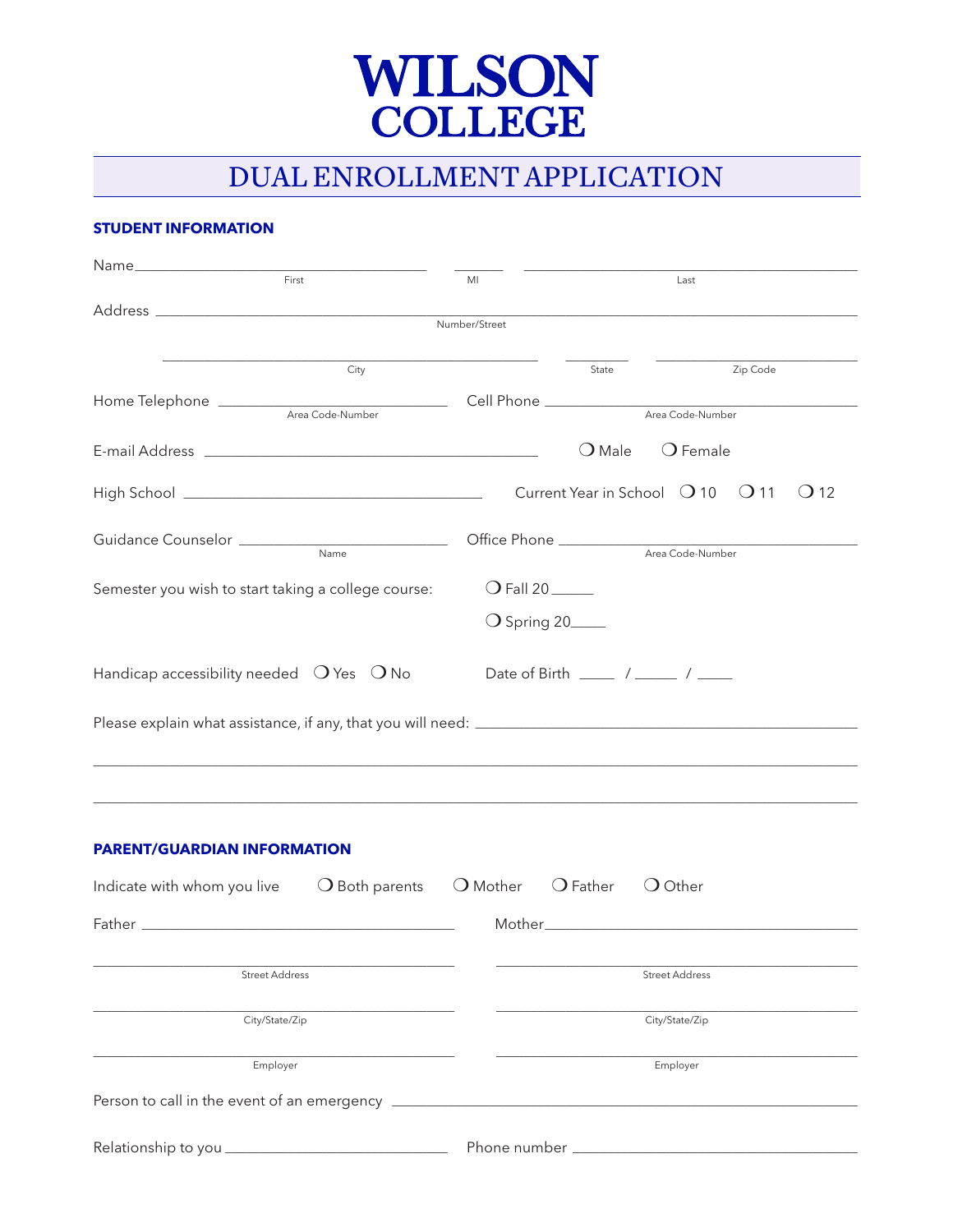# WILSON COLLEGE

## DUAL ENROLLMENT APPLICATION

### STUDENT INFORMATION

Name________________________ ______ ________________________
First MI Last

Address ______________________________________________
Number/Street

________________________ ______ ____________
City State Zip Code

Home Telephone ________________________ Cell Phone ________________________
Area Code-Number Area Code-Number

E-mail Address ________________________ ❍ Male ❍ Female

High School ________________________ Current Year in School ❍ 10 ❍ 11 ❍ 12

Guidance Counselor ________________________ Office Phone ________________________
Name Area Code-Number

Semester you wish to start taking a college course: ❍ Fall 20_____

❍ Spring 20____

Handicap accessibility needed ❍ Yes ❍ No Date of Birth ____ / _____ / ____

Please explain what assistance, if any, that you will need: ________________________

______________________________________________

______________________________________________

### PARENT/GUARDIAN INFORMATION

Indicate with whom you live ❍ Both parents ❍ Mother ❍ Father ❍ Other

Father ________________________ Mother________________________

________________________ ________________________
Street Address Street Address

________________________ ________________________
City/State/Zip City/State/Zip

________________________ ________________________
Employer Employer

Person to call in the event of an emergency ________________________

Relationship to you ________________________ Phone number ________________________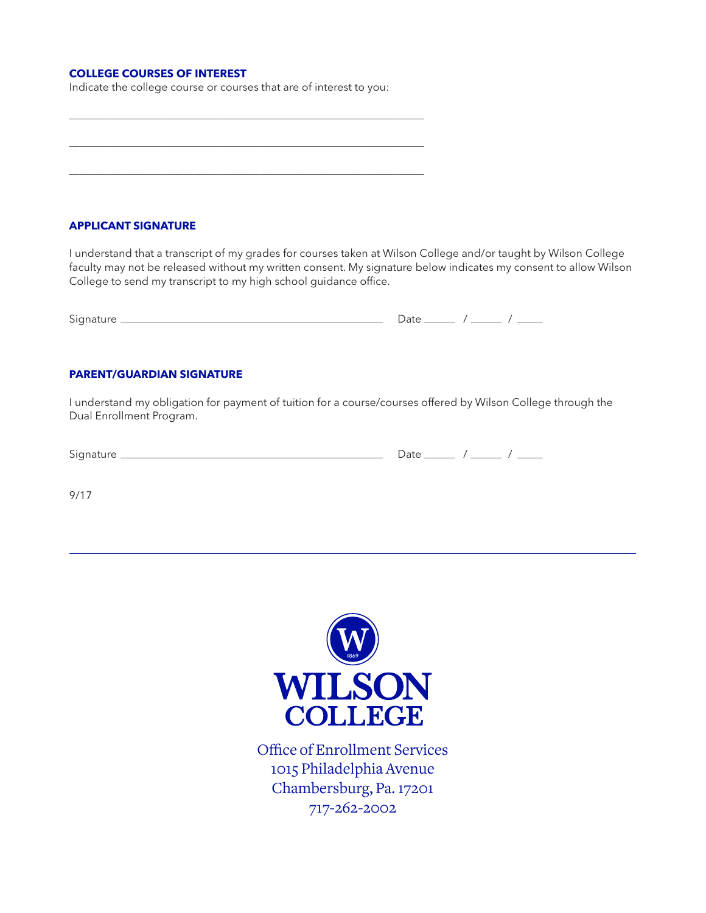**COLLEGE COURSES OF INTEREST**

Indicate the college course or courses that are of interest to you:

\_\_\_\_\_\_\_\_\_\_\_\_\_\_\_\_\_\_\_\_\_\_\_\_\_\_\_\_\_\_\_\_\_\_\_\_\_\_\_\_\_\_\_\_\_\_\_\_\_\_\_\_\_\_\_\_

\_\_\_\_\_\_\_\_\_\_\_\_\_\_\_\_\_\_\_\_\_\_\_\_\_\_\_\_\_\_\_\_\_\_\_\_\_\_\_\_\_\_\_\_\_\_\_\_\_\_\_\_\_\_\_\_

\_\_\_\_\_\_\_\_\_\_\_\_\_\_\_\_\_\_\_\_\_\_\_\_\_\_\_\_\_\_\_\_\_\_\_\_\_\_\_\_\_\_\_\_\_\_\_\_\_\_\_\_\_\_\_\_

**APPLICANT SIGNATURE**

I understand that a transcript of my grades for courses taken at Wilson College and/or taught by Wilson College faculty may not be released without my written consent. My signature below indicates my consent to allow Wilson College to send my transcript to my high school guidance office.

Signature \_\_\_\_\_\_\_\_\_\_\_\_\_\_\_\_\_\_\_\_\_\_\_\_\_\_\_\_\_\_\_\_\_\_\_\_\_\_\_\_ Date \_\_\_\_\_ / \_\_\_\_\_ / \_\_\_\_\_

**PARENT/GUARDIAN SIGNATURE**

I understand my obligation for payment of tuition for a course/courses offered by Wilson College through the Dual Enrollment Program.

Signature \_\_\_\_\_\_\_\_\_\_\_\_\_\_\_\_\_\_\_\_\_\_\_\_\_\_\_\_\_\_\_\_\_\_\_\_\_\_\_\_ Date \_\_\_\_\_ / \_\_\_\_\_ / \_\_\_\_\_

9/17

---

W 1869

WILSON COLLEGE

Office of Enrollment Services
1015 Philadelphia Avenue
Chambersburg, Pa. 17201
717-262-2002